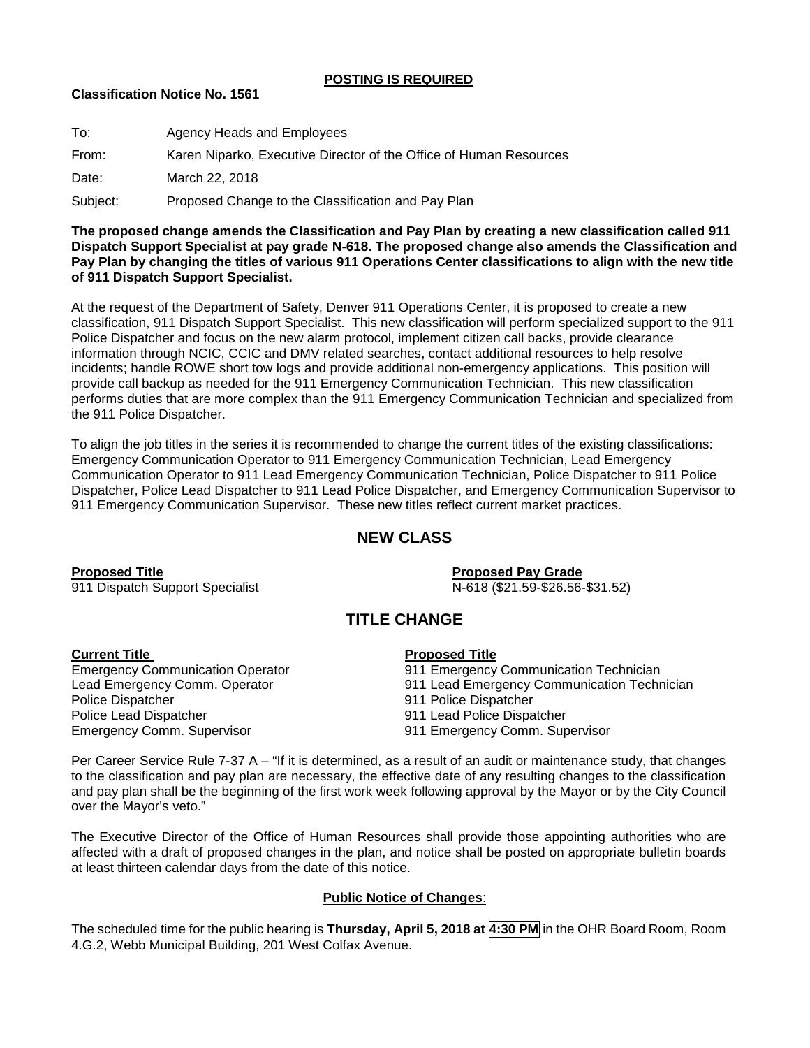**POSTING IS REQUIRED**

**Classification Notice No. 1561**

To: Agency Heads and Employees

From: Karen Niparko, Executive Director of the Office of Human Resources

Date: March 22, 2018

Subject: Proposed Change to the Classification and Pay Plan

**The proposed change amends the Classification and Pay Plan by creating a new classification called 911 Dispatch Support Specialist at pay grade N-618. The proposed change also amends the Classification and Pay Plan by changing the titles of various 911 Operations Center classifications to align with the new title of 911 Dispatch Support Specialist.**

At the request of the Department of Safety, Denver 911 Operations Center, it is proposed to create a new classification, 911 Dispatch Support Specialist. This new classification will perform specialized support to the 911 Police Dispatcher and focus on the new alarm protocol, implement citizen call backs, provide clearance information through NCIC, CCIC and DMV related searches, contact additional resources to help resolve incidents; handle ROWE short tow logs and provide additional non-emergency applications. This position will provide call backup as needed for the 911 Emergency Communication Technician. This new classification performs duties that are more complex than the 911 Emergency Communication Technician and specialized from the 911 Police Dispatcher.

To align the job titles in the series it is recommended to change the current titles of the existing classifications: Emergency Communication Operator to 911 Emergency Communication Technician, Lead Emergency Communication Operator to 911 Lead Emergency Communication Technician, Police Dispatcher to 911 Police Dispatcher, Police Lead Dispatcher to 911 Lead Police Dispatcher, and Emergency Communication Supervisor to 911 Emergency Communication Supervisor. These new titles reflect current market practices.

## NEW CLASS

| **Proposed Title** | **Proposed Pay Grade** |
|---|---|
| 911 Dispatch Support Specialist | N-618 ($21.59-$26.56-$31.52) |

## TITLE CHANGE

| **Current Title** | **Proposed Title** |
|---|---|
| Emergency Communication Operator | 911 Emergency Communication Technician |
| Lead Emergency Comm. Operator | 911 Lead Emergency Communication Technician |
| Police Dispatcher | 911 Police Dispatcher |
| Police Lead Dispatcher | 911 Lead Police Dispatcher |
| Emergency Comm. Supervisor | 911 Emergency Comm. Supervisor |

Per Career Service Rule 7-37 A – "If it is determined, as a result of an audit or maintenance study, that changes to the classification and pay plan are necessary, the effective date of any resulting changes to the classification and pay plan shall be the beginning of the first work week following approval by the Mayor or by the City Council over the Mayor's veto."

The Executive Director of the Office of Human Resources shall provide those appointing authorities who are affected with a draft of proposed changes in the plan, and notice shall be posted on appropriate bulletin boards at least thirteen calendar days from the date of this notice.

**Public Notice of Changes**:

The scheduled time for the public hearing is **Thursday, April 5, 2018 at 4:30 PM** in the OHR Board Room, Room 4.G.2, Webb Municipal Building, 201 West Colfax Avenue.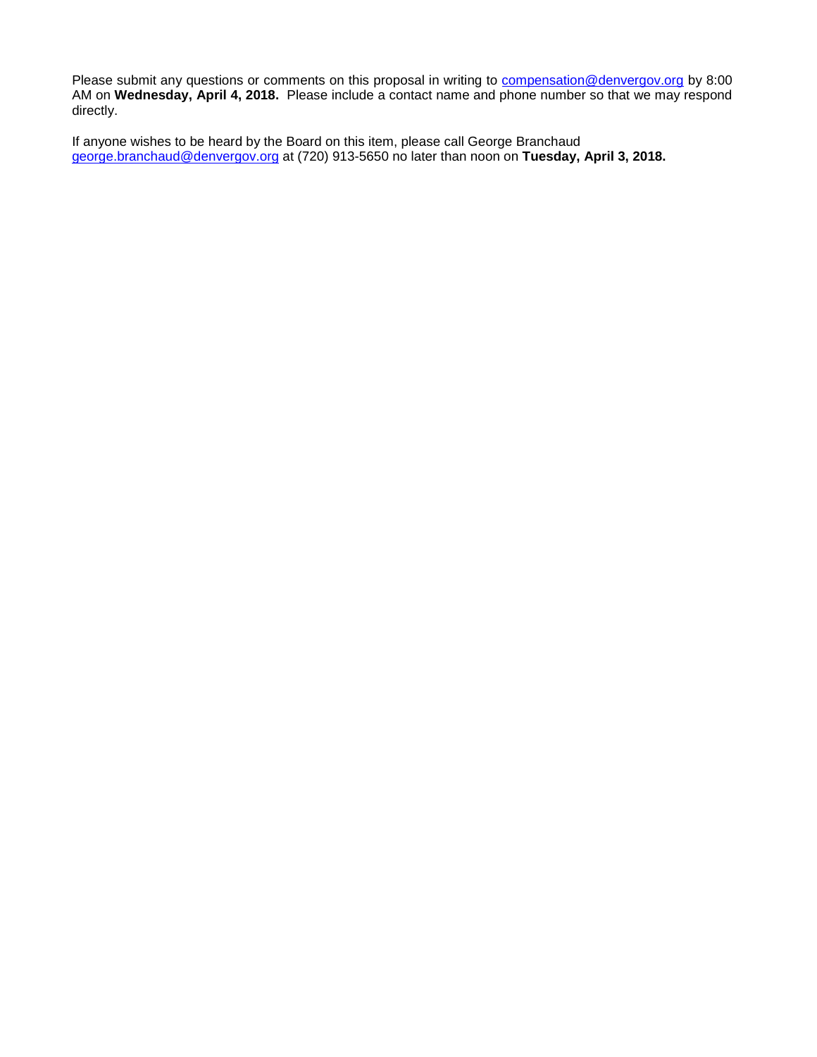Please submit any questions or comments on this proposal in writing to [compensation@denvergov.org](mailto:compensation@denvergov.org) by 8:00 AM on **Wednesday, April 4, 2018.** Please include a contact name and phone number so that we may respond directly.

If anyone wishes to be heard by the Board on this item, please call George Branchaud [george.branchaud@denvergov.org](mailto:george.branchaud@denvergov.org) at (720) 913-5650 no later than noon on **Tuesday, April 3, 2018.**